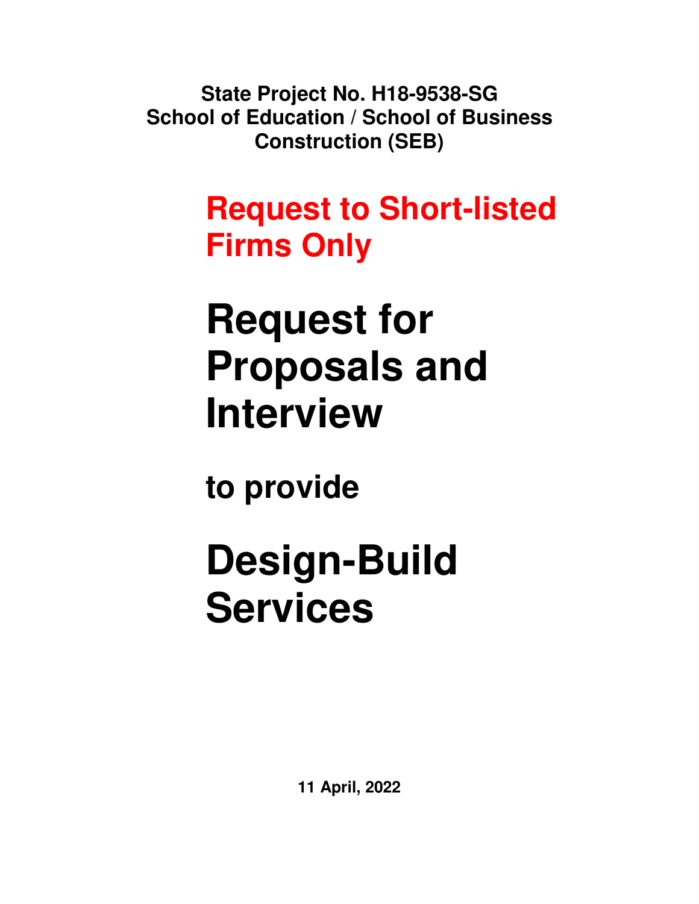**State Project No. H18-9538-SG**
**School of Education / School of Business**
**Construction (SEB)**

## Request to Short-listed Firms Only

# Request for Proposals and Interview

## to provide

# Design-Build Services

**11 April, 2022**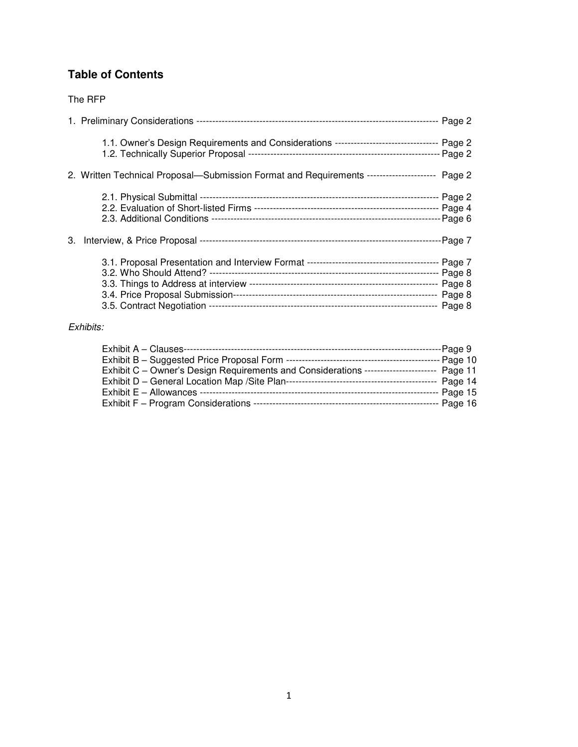## Table of Contents

The RFP

1. Preliminary Considerations -------------------------------------------------------------------------- Page 2

    1.1. Owner's Design Requirements and Considerations --------------------------------- Page 2
    1.2. Technically Superior Proposal ------------------------------------------------------------ Page 2

2. Written Technical Proposal—Submission Format and Requirements --------------------- Page 2

    2.1. Physical Submittal --------------------------------------------------------------------------- Page 2
    2.2. Evaluation of Short-listed Firms ---------------------------------------------------------- Page 4
    2.3. Additional Conditions ---------------------------------------------------------------------- Page 6

3. Interview, & Price Proposal ---------------------------------------------------------------------------- Page 7

    3.1. Proposal Presentation and Interview Format ----------------------------------------- Page 7
    3.2. Who Should Attend? ----------------------------------------------------------------------- Page 8
    3.3. Things to Address at interview ----------------------------------------------------------- Page 8
    3.4. Price Proposal Submission---------------------------------------------------------------- Page 8
    3.5. Contract Negotiation ------------------------------------------------------------------------ Page 8

*Exhibits:*

- Exhibit A – Clauses---------------------------------------------------------------------------------- Page 9
- Exhibit B – Suggested Price Proposal Form ------------------------------------------------- Page 10
- Exhibit C – Owner's Design Requirements and Considerations ---------------------- Page 11
- Exhibit D – General Location Map /Site Plan------------------------------------------------ Page 14
- Exhibit E – Allowances ------------------------------------------------------------------------------ Page 15
- Exhibit F – Program Considerations ----------------------------------------------------------- Page 16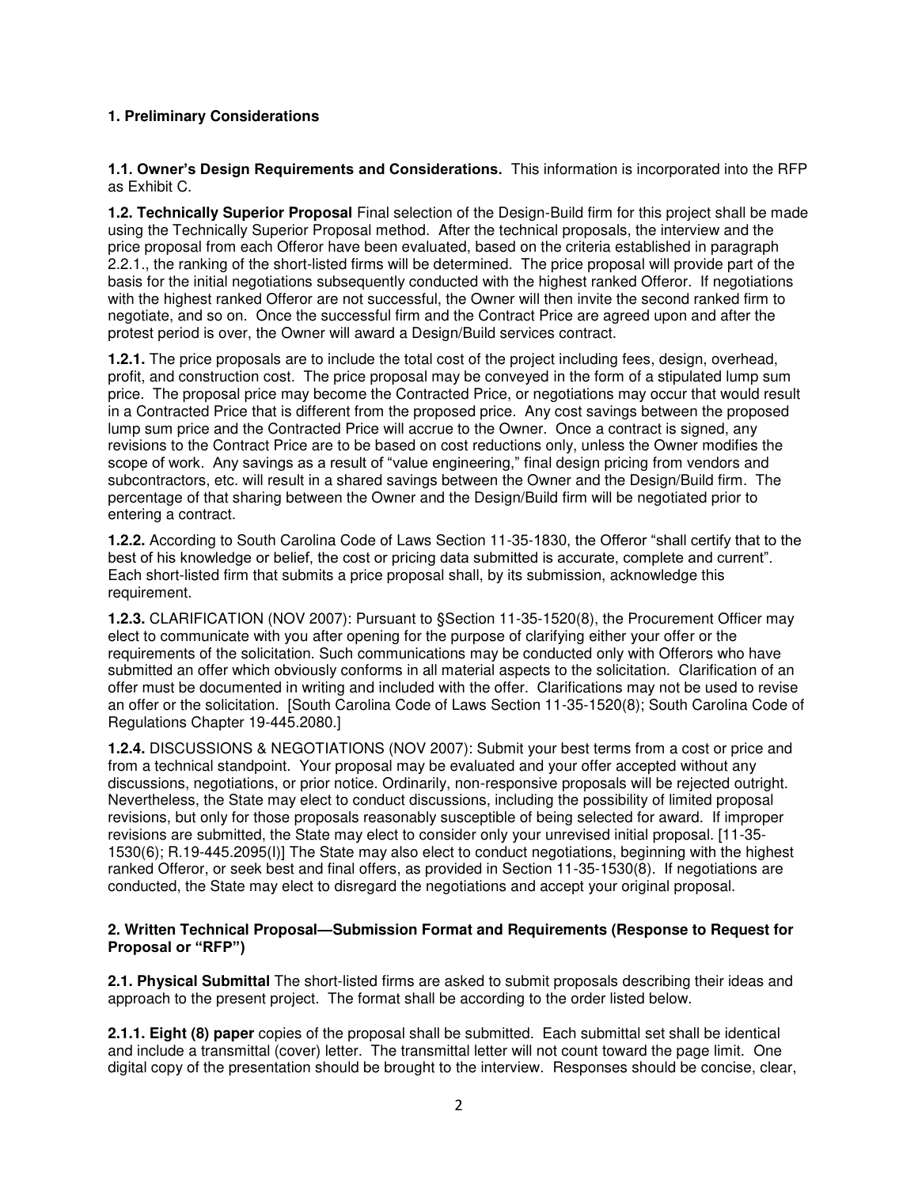## 1. Preliminary Considerations

**1.1. Owner's Design Requirements and Considerations.** This information is incorporated into the RFP as Exhibit C.

**1.2. Technically Superior Proposal** Final selection of the Design-Build firm for this project shall be made using the Technically Superior Proposal method. After the technical proposals, the interview and the price proposal from each Offeror have been evaluated, based on the criteria established in paragraph 2.2.1., the ranking of the short-listed firms will be determined. The price proposal will provide part of the basis for the initial negotiations subsequently conducted with the highest ranked Offeror. If negotiations with the highest ranked Offeror are not successful, the Owner will then invite the second ranked firm to negotiate, and so on. Once the successful firm and the Contract Price are agreed upon and after the protest period is over, the Owner will award a Design/Build services contract.

**1.2.1.** The price proposals are to include the total cost of the project including fees, design, overhead, profit, and construction cost. The price proposal may be conveyed in the form of a stipulated lump sum price. The proposal price may become the Contracted Price, or negotiations may occur that would result in a Contracted Price that is different from the proposed price. Any cost savings between the proposed lump sum price and the Contracted Price will accrue to the Owner. Once a contract is signed, any revisions to the Contract Price are to be based on cost reductions only, unless the Owner modifies the scope of work. Any savings as a result of "value engineering," final design pricing from vendors and subcontractors, etc. will result in a shared savings between the Owner and the Design/Build firm. The percentage of that sharing between the Owner and the Design/Build firm will be negotiated prior to entering a contract.

**1.2.2.** According to South Carolina Code of Laws Section 11-35-1830, the Offeror "shall certify that to the best of his knowledge or belief, the cost or pricing data submitted is accurate, complete and current". Each short-listed firm that submits a price proposal shall, by its submission, acknowledge this requirement.

**1.2.3.** CLARIFICATION (NOV 2007): Pursuant to §Section 11-35-1520(8), the Procurement Officer may elect to communicate with you after opening for the purpose of clarifying either your offer or the requirements of the solicitation. Such communications may be conducted only with Offerors who have submitted an offer which obviously conforms in all material aspects to the solicitation. Clarification of an offer must be documented in writing and included with the offer. Clarifications may not be used to revise an offer or the solicitation. [South Carolina Code of Laws Section 11-35-1520(8); South Carolina Code of Regulations Chapter 19-445.2080.]

**1.2.4.** DISCUSSIONS & NEGOTIATIONS (NOV 2007): Submit your best terms from a cost or price and from a technical standpoint. Your proposal may be evaluated and your offer accepted without any discussions, negotiations, or prior notice. Ordinarily, non-responsive proposals will be rejected outright. Nevertheless, the State may elect to conduct discussions, including the possibility of limited proposal revisions, but only for those proposals reasonably susceptible of being selected for award. If improper revisions are submitted, the State may elect to consider only your unrevised initial proposal. [11-35-1530(6); R.19-445.2095(I)] The State may also elect to conduct negotiations, beginning with the highest ranked Offeror, or seek best and final offers, as provided in Section 11-35-1530(8). If negotiations are conducted, the State may elect to disregard the negotiations and accept your original proposal.

## 2. Written Technical Proposal—Submission Format and Requirements (Response to Request for Proposal or "RFP")

**2.1. Physical Submittal** The short-listed firms are asked to submit proposals describing their ideas and approach to the present project. The format shall be according to the order listed below.

**2.1.1. Eight (8) paper** copies of the proposal shall be submitted. Each submittal set shall be identical and include a transmittal (cover) letter. The transmittal letter will not count toward the page limit. One digital copy of the presentation should be brought to the interview. Responses should be concise, clear,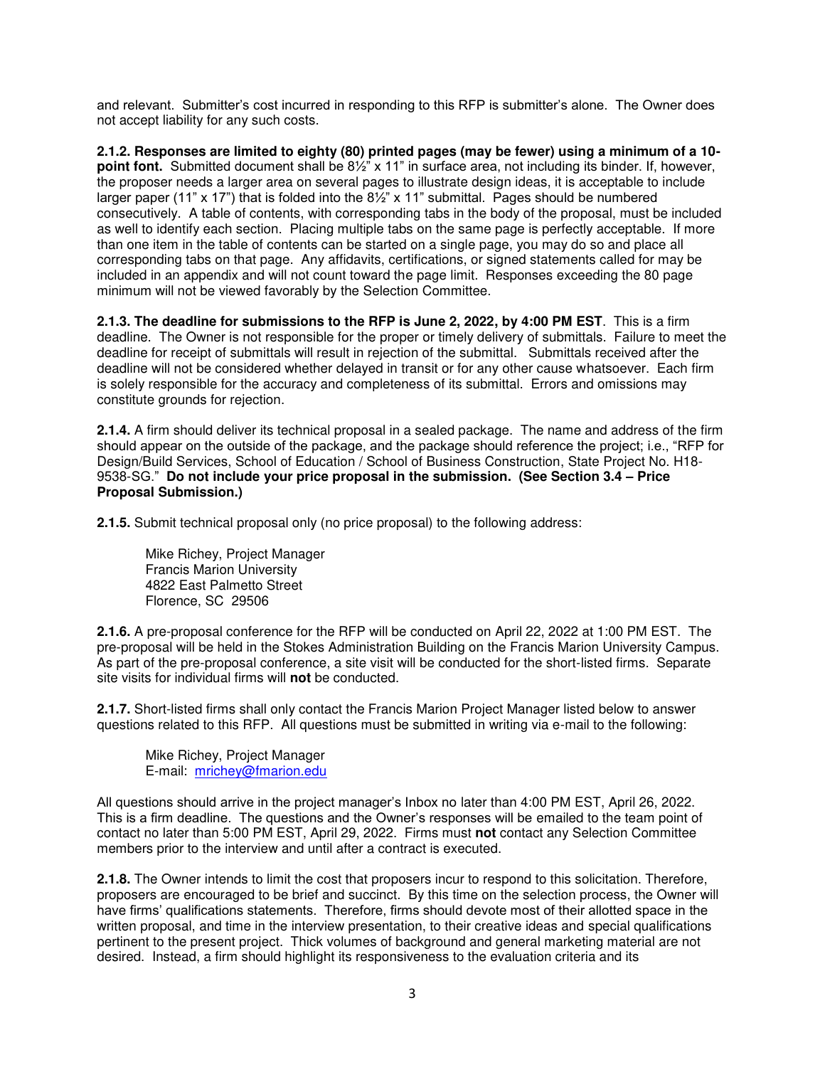and relevant. Submitter's cost incurred in responding to this RFP is submitter's alone. The Owner does not accept liability for any such costs.

**2.1.2. Responses are limited to eighty (80) printed pages (may be fewer) using a minimum of a 10-point font.** Submitted document shall be 8½" x 11" in surface area, not including its binder. If, however, the proposer needs a larger area on several pages to illustrate design ideas, it is acceptable to include larger paper (11" x 17") that is folded into the 8½" x 11" submittal. Pages should be numbered consecutively. A table of contents, with corresponding tabs in the body of the proposal, must be included as well to identify each section. Placing multiple tabs on the same page is perfectly acceptable. If more than one item in the table of contents can be started on a single page, you may do so and place all corresponding tabs on that page. Any affidavits, certifications, or signed statements called for may be included in an appendix and will not count toward the page limit. Responses exceeding the 80 page minimum will not be viewed favorably by the Selection Committee.

**2.1.3. The deadline for submissions to the RFP is June 2, 2022, by 4:00 PM EST**. This is a firm deadline. The Owner is not responsible for the proper or timely delivery of submittals. Failure to meet the deadline for receipt of submittals will result in rejection of the submittal. Submittals received after the deadline will not be considered whether delayed in transit or for any other cause whatsoever. Each firm is solely responsible for the accuracy and completeness of its submittal. Errors and omissions may constitute grounds for rejection.

**2.1.4.** A firm should deliver its technical proposal in a sealed package. The name and address of the firm should appear on the outside of the package, and the package should reference the project; i.e., "RFP for Design/Build Services, School of Education / School of Business Construction, State Project No. H18-9538-SG." **Do not include your price proposal in the submission. (See Section 3.4 – Price Proposal Submission.)**

**2.1.5.** Submit technical proposal only (no price proposal) to the following address:

> Mike Richey, Project Manager
> Francis Marion University
> 4822 East Palmetto Street
> Florence, SC 29506

**2.1.6.** A pre-proposal conference for the RFP will be conducted on April 22, 2022 at 1:00 PM EST. The pre-proposal will be held in the Stokes Administration Building on the Francis Marion University Campus. As part of the pre-proposal conference, a site visit will be conducted for the short-listed firms. Separate site visits for individual firms will **not** be conducted.

**2.1.7.** Short-listed firms shall only contact the Francis Marion Project Manager listed below to answer questions related to this RFP. All questions must be submitted in writing via e-mail to the following:

> Mike Richey, Project Manager
> E-mail: mrichey@fmarion.edu

All questions should arrive in the project manager's Inbox no later than 4:00 PM EST, April 26, 2022. This is a firm deadline. The questions and the Owner's responses will be emailed to the team point of contact no later than 5:00 PM EST, April 29, 2022. Firms must **not** contact any Selection Committee members prior to the interview and until after a contract is executed.

**2.1.8.** The Owner intends to limit the cost that proposers incur to respond to this solicitation. Therefore, proposers are encouraged to be brief and succinct. By this time on the selection process, the Owner will have firms' qualifications statements. Therefore, firms should devote most of their allotted space in the written proposal, and time in the interview presentation, to their creative ideas and special qualifications pertinent to the present project. Thick volumes of background and general marketing material are not desired. Instead, a firm should highlight its responsiveness to the evaluation criteria and its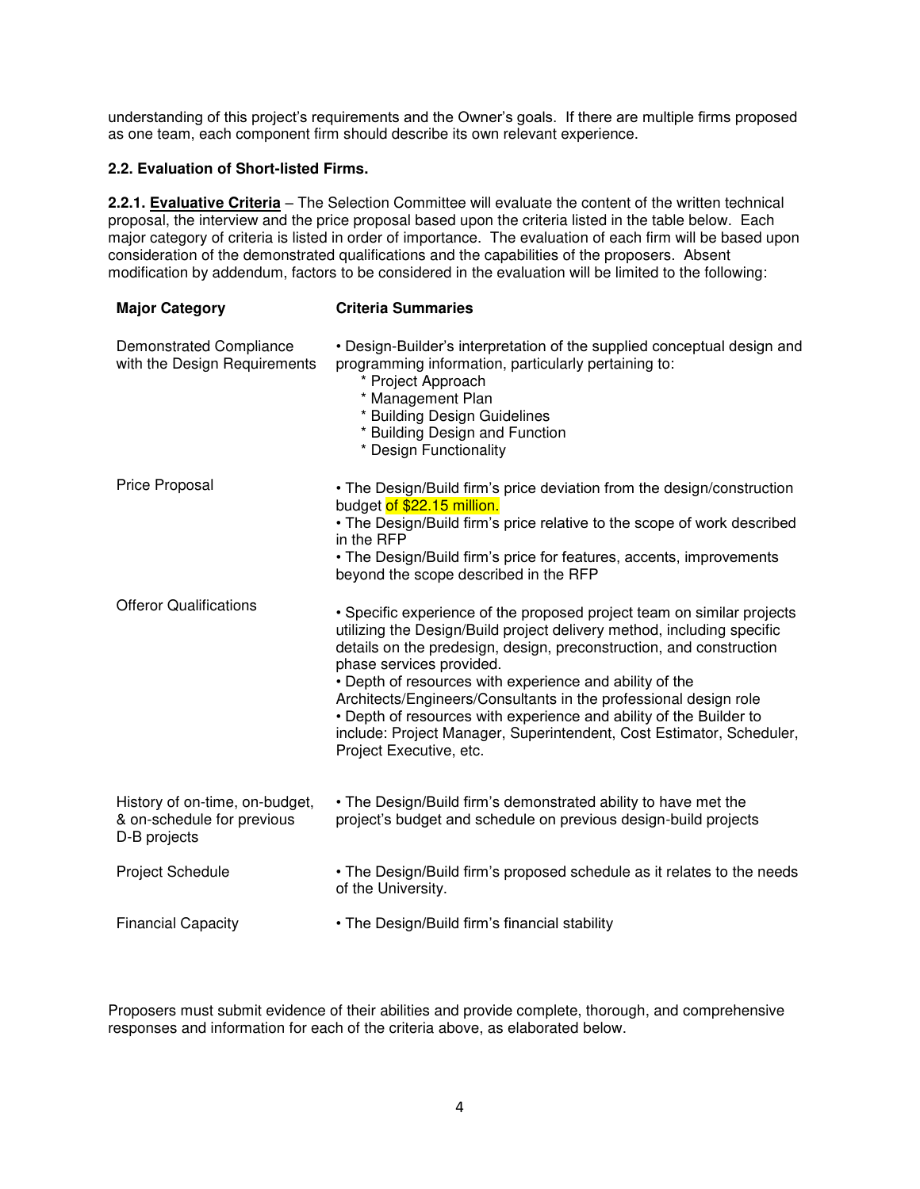understanding of this project's requirements and the Owner's goals. If there are multiple firms proposed as one team, each component firm should describe its own relevant experience.

### 2.2. Evaluation of Short-listed Firms.

**2.2.1. Evaluative Criteria** – The Selection Committee will evaluate the content of the written technical proposal, the interview and the price proposal based upon the criteria listed in the table below. Each major category of criteria is listed in order of importance. The evaluation of each firm will be based upon consideration of the demonstrated qualifications and the capabilities of the proposers. Absent modification by addendum, factors to be considered in the evaluation will be limited to the following:

| Major Category | Criteria Summaries |
|---|---|
| Demonstrated Compliance with the Design Requirements | • Design-Builder's interpretation of the supplied conceptual design and programming information, particularly pertaining to:<br>* Project Approach<br>* Management Plan<br>* Building Design Guidelines<br>* Building Design and Function<br>* Design Functionality |
| Price Proposal | • The Design/Build firm's price deviation from the design/construction budget of $22.15 million.<br>• The Design/Build firm's price relative to the scope of work described in the RFP<br>• The Design/Build firm's price for features, accents, improvements beyond the scope described in the RFP |
| Offeror Qualifications | • Specific experience of the proposed project team on similar projects utilizing the Design/Build project delivery method, including specific details on the predesign, design, preconstruction, and construction phase services provided.<br>• Depth of resources with experience and ability of the Architects/Engineers/Consultants in the professional design role<br>• Depth of resources with experience and ability of the Builder to include: Project Manager, Superintendent, Cost Estimator, Scheduler, Project Executive, etc. |
| History of on-time, on-budget, & on-schedule for previous D-B projects | • The Design/Build firm's demonstrated ability to have met the project's budget and schedule on previous design-build projects |
| Project Schedule | • The Design/Build firm's proposed schedule as it relates to the needs of the University. |
| Financial Capacity | • The Design/Build firm's financial stability |

Proposers must submit evidence of their abilities and provide complete, thorough, and comprehensive responses and information for each of the criteria above, as elaborated below.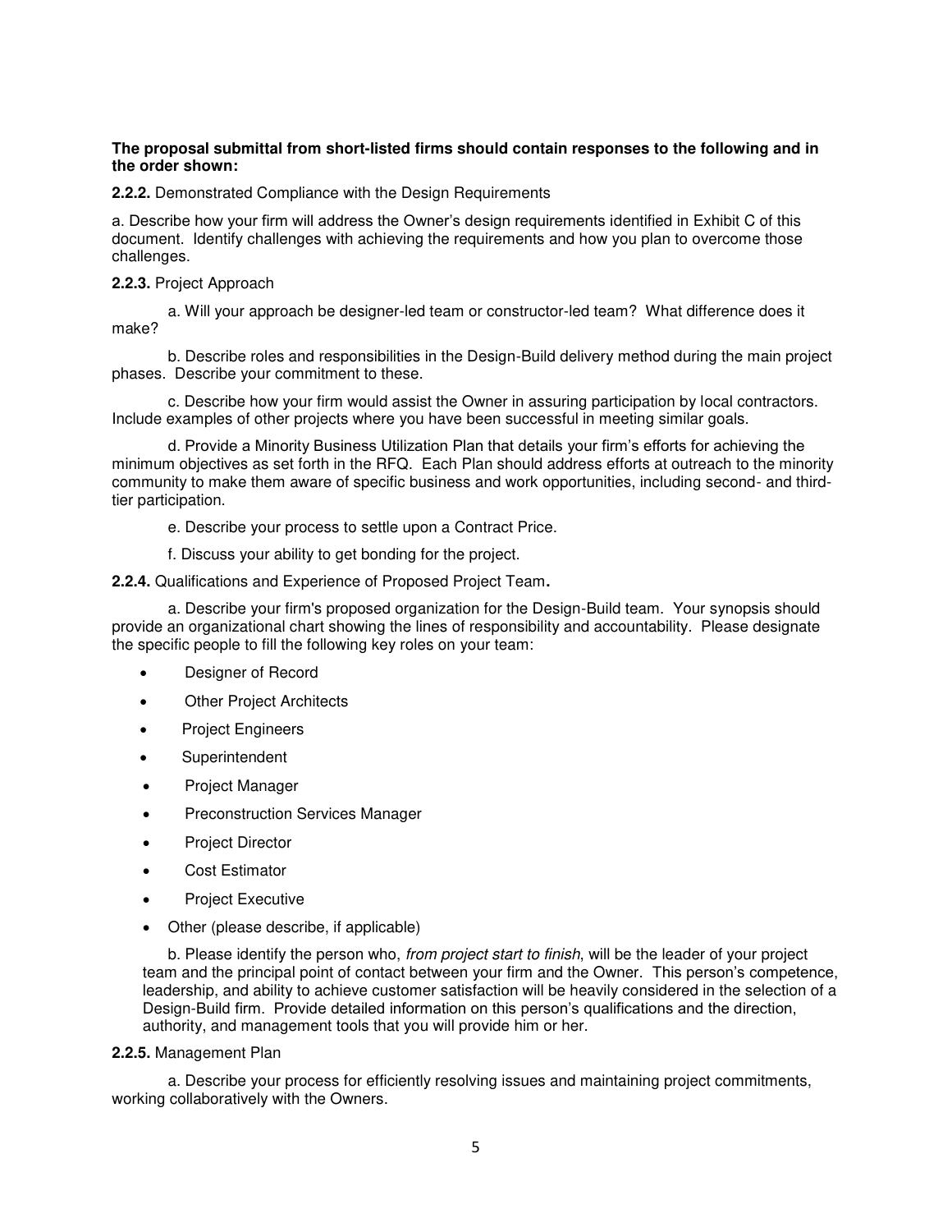**The proposal submittal from short-listed firms should contain responses to the following and in the order shown:**

**2.2.2.** Demonstrated Compliance with the Design Requirements

a. Describe how your firm will address the Owner's design requirements identified in Exhibit C of this document. Identify challenges with achieving the requirements and how you plan to overcome those challenges.

**2.2.3.** Project Approach

a. Will your approach be designer-led team or constructor-led team? What difference does it make?

b. Describe roles and responsibilities in the Design-Build delivery method during the main project phases. Describe your commitment to these.

c. Describe how your firm would assist the Owner in assuring participation by local contractors. Include examples of other projects where you have been successful in meeting similar goals.

d. Provide a Minority Business Utilization Plan that details your firm's efforts for achieving the minimum objectives as set forth in the RFQ. Each Plan should address efforts at outreach to the minority community to make them aware of specific business and work opportunities, including second- and third-tier participation.

e. Describe your process to settle upon a Contract Price.

f. Discuss your ability to get bonding for the project.

**2.2.4.** Qualifications and Experience of Proposed Project Team**.**

a. Describe your firm's proposed organization for the Design-Build team. Your synopsis should provide an organizational chart showing the lines of responsibility and accountability. Please designate the specific people to fill the following key roles on your team:

- Designer of Record
- Other Project Architects
- Project Engineers
- Superintendent
- Project Manager
- Preconstruction Services Manager
- Project Director
- Cost Estimator
- Project Executive
- Other (please describe, if applicable)

b. Please identify the person who, *from project start to finish*, will be the leader of your project team and the principal point of contact between your firm and the Owner. This person's competence, leadership, and ability to achieve customer satisfaction will be heavily considered in the selection of a Design-Build firm. Provide detailed information on this person's qualifications and the direction, authority, and management tools that you will provide him or her.

**2.2.5.** Management Plan

a. Describe your process for efficiently resolving issues and maintaining project commitments, working collaboratively with the Owners.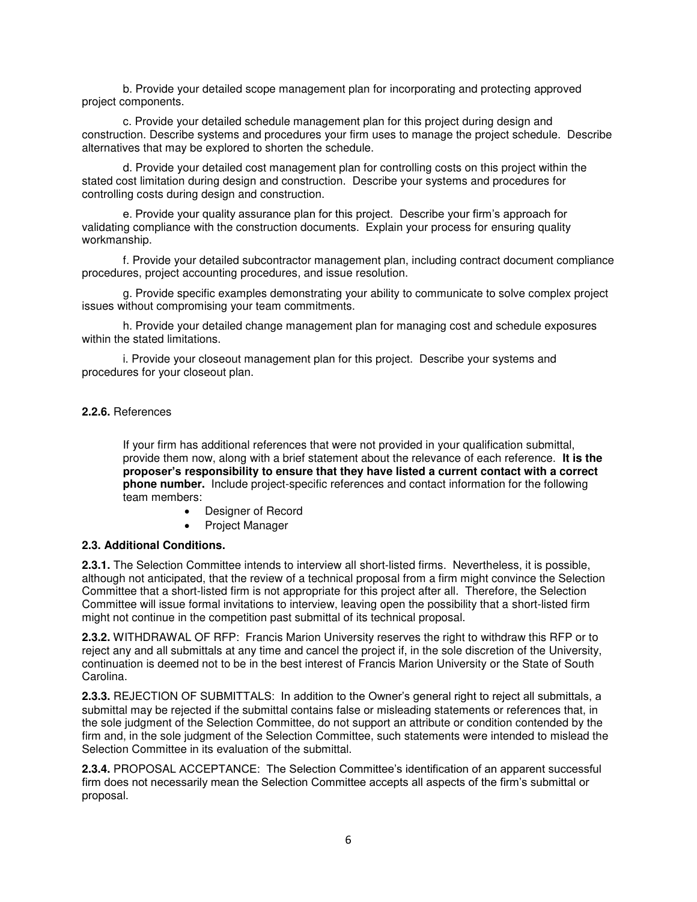b. Provide your detailed scope management plan for incorporating and protecting approved project components.

c. Provide your detailed schedule management plan for this project during design and construction. Describe systems and procedures your firm uses to manage the project schedule. Describe alternatives that may be explored to shorten the schedule.

d. Provide your detailed cost management plan for controlling costs on this project within the stated cost limitation during design and construction. Describe your systems and procedures for controlling costs during design and construction.

e. Provide your quality assurance plan for this project. Describe your firm's approach for validating compliance with the construction documents. Explain your process for ensuring quality workmanship.

f. Provide your detailed subcontractor management plan, including contract document compliance procedures, project accounting procedures, and issue resolution.

g. Provide specific examples demonstrating your ability to communicate to solve complex project issues without compromising your team commitments.

h. Provide your detailed change management plan for managing cost and schedule exposures within the stated limitations.

i. Provide your closeout management plan for this project. Describe your systems and procedures for your closeout plan.

**2.2.6.** References

If your firm has additional references that were not provided in your qualification submittal, provide them now, along with a brief statement about the relevance of each reference. **It is the proposer's responsibility to ensure that they have listed a current contact with a correct phone number.** Include project-specific references and contact information for the following team members:

- Designer of Record
- Project Manager

**2.3. Additional Conditions.**

**2.3.1.** The Selection Committee intends to interview all short-listed firms. Nevertheless, it is possible, although not anticipated, that the review of a technical proposal from a firm might convince the Selection Committee that a short-listed firm is not appropriate for this project after all. Therefore, the Selection Committee will issue formal invitations to interview, leaving open the possibility that a short-listed firm might not continue in the competition past submittal of its technical proposal.

**2.3.2.** WITHDRAWAL OF RFP: Francis Marion University reserves the right to withdraw this RFP or to reject any and all submittals at any time and cancel the project if, in the sole discretion of the University, continuation is deemed not to be in the best interest of Francis Marion University or the State of South Carolina.

**2.3.3.** REJECTION OF SUBMITTALS: In addition to the Owner's general right to reject all submittals, a submittal may be rejected if the submittal contains false or misleading statements or references that, in the sole judgment of the Selection Committee, do not support an attribute or condition contended by the firm and, in the sole judgment of the Selection Committee, such statements were intended to mislead the Selection Committee in its evaluation of the submittal.

**2.3.4.** PROPOSAL ACCEPTANCE: The Selection Committee's identification of an apparent successful firm does not necessarily mean the Selection Committee accepts all aspects of the firm's submittal or proposal.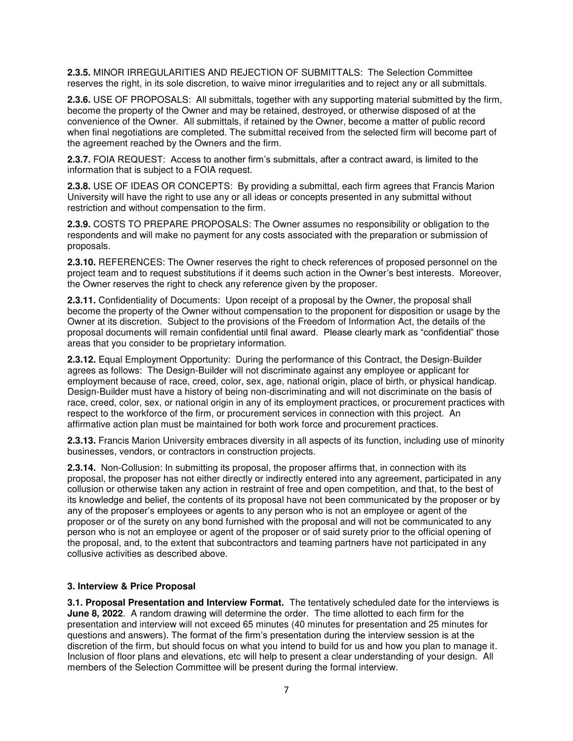**2.3.5.** MINOR IRREGULARITIES AND REJECTION OF SUBMITTALS: The Selection Committee reserves the right, in its sole discretion, to waive minor irregularities and to reject any or all submittals.

**2.3.6.** USE OF PROPOSALS: All submittals, together with any supporting material submitted by the firm, become the property of the Owner and may be retained, destroyed, or otherwise disposed of at the convenience of the Owner. All submittals, if retained by the Owner, become a matter of public record when final negotiations are completed. The submittal received from the selected firm will become part of the agreement reached by the Owners and the firm.

**2.3.7.** FOIA REQUEST: Access to another firm's submittals, after a contract award, is limited to the information that is subject to a FOIA request.

**2.3.8.** USE OF IDEAS OR CONCEPTS: By providing a submittal, each firm agrees that Francis Marion University will have the right to use any or all ideas or concepts presented in any submittal without restriction and without compensation to the firm.

**2.3.9.** COSTS TO PREPARE PROPOSALS: The Owner assumes no responsibility or obligation to the respondents and will make no payment for any costs associated with the preparation or submission of proposals.

**2.3.10.** REFERENCES: The Owner reserves the right to check references of proposed personnel on the project team and to request substitutions if it deems such action in the Owner's best interests. Moreover, the Owner reserves the right to check any reference given by the proposer.

**2.3.11.** Confidentiality of Documents: Upon receipt of a proposal by the Owner, the proposal shall become the property of the Owner without compensation to the proponent for disposition or usage by the Owner at its discretion. Subject to the provisions of the Freedom of Information Act, the details of the proposal documents will remain confidential until final award. Please clearly mark as "confidential" those areas that you consider to be proprietary information.

**2.3.12.** Equal Employment Opportunity: During the performance of this Contract, the Design-Builder agrees as follows: The Design-Builder will not discriminate against any employee or applicant for employment because of race, creed, color, sex, age, national origin, place of birth, or physical handicap. Design-Builder must have a history of being non-discriminating and will not discriminate on the basis of race, creed, color, sex, or national origin in any of its employment practices, or procurement practices with respect to the workforce of the firm, or procurement services in connection with this project. An affirmative action plan must be maintained for both work force and procurement practices.

**2.3.13.** Francis Marion University embraces diversity in all aspects of its function, including use of minority businesses, vendors, or contractors in construction projects.

**2.3.14.** Non-Collusion: In submitting its proposal, the proposer affirms that, in connection with its proposal, the proposer has not either directly or indirectly entered into any agreement, participated in any collusion or otherwise taken any action in restraint of free and open competition, and that, to the best of its knowledge and belief, the contents of its proposal have not been communicated by the proposer or by any of the proposer's employees or agents to any person who is not an employee or agent of the proposer or of the surety on any bond furnished with the proposal and will not be communicated to any person who is not an employee or agent of the proposer or of said surety prior to the official opening of the proposal, and, to the extent that subcontractors and teaming partners have not participated in any collusive activities as described above.

### 3. Interview & Price Proposal

**3.1. Proposal Presentation and Interview Format.** The tentatively scheduled date for the interviews is **June 8, 2022**. A random drawing will determine the order. The time allotted to each firm for the presentation and interview will not exceed 65 minutes (40 minutes for presentation and 25 minutes for questions and answers). The format of the firm's presentation during the interview session is at the discretion of the firm, but should focus on what you intend to build for us and how you plan to manage it. Inclusion of floor plans and elevations, etc will help to present a clear understanding of your design. All members of the Selection Committee will be present during the formal interview.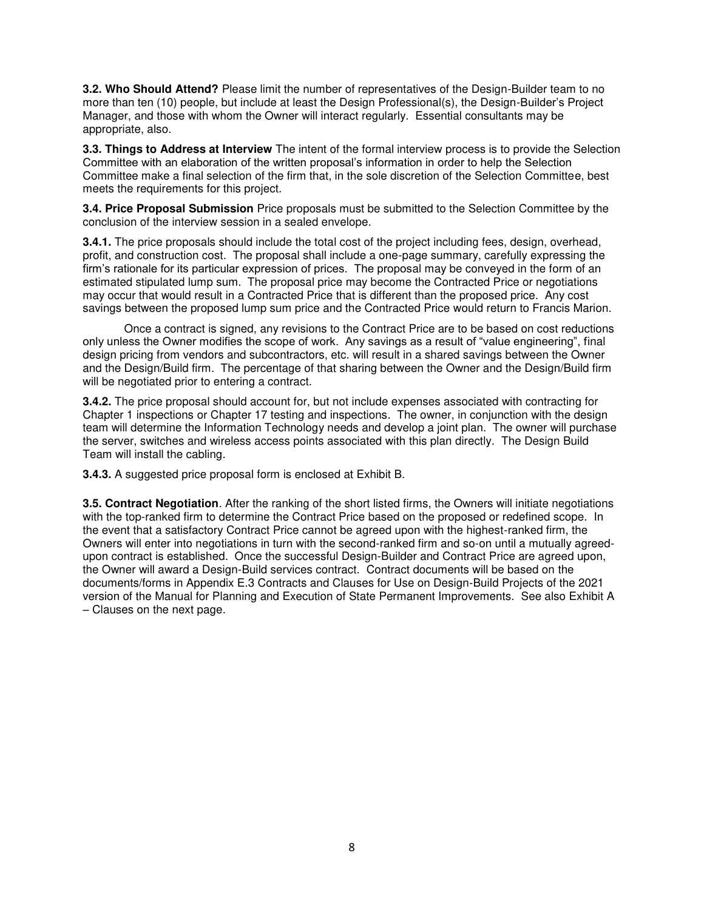**3.2. Who Should Attend?** Please limit the number of representatives of the Design-Builder team to no more than ten (10) people, but include at least the Design Professional(s), the Design-Builder's Project Manager, and those with whom the Owner will interact regularly. Essential consultants may be appropriate, also.

**3.3. Things to Address at Interview** The intent of the formal interview process is to provide the Selection Committee with an elaboration of the written proposal's information in order to help the Selection Committee make a final selection of the firm that, in the sole discretion of the Selection Committee, best meets the requirements for this project.

**3.4. Price Proposal Submission** Price proposals must be submitted to the Selection Committee by the conclusion of the interview session in a sealed envelope.

**3.4.1.** The price proposals should include the total cost of the project including fees, design, overhead, profit, and construction cost. The proposal shall include a one-page summary, carefully expressing the firm's rationale for its particular expression of prices. The proposal may be conveyed in the form of an estimated stipulated lump sum. The proposal price may become the Contracted Price or negotiations may occur that would result in a Contracted Price that is different than the proposed price. Any cost savings between the proposed lump sum price and the Contracted Price would return to Francis Marion.

Once a contract is signed, any revisions to the Contract Price are to be based on cost reductions only unless the Owner modifies the scope of work. Any savings as a result of "value engineering", final design pricing from vendors and subcontractors, etc. will result in a shared savings between the Owner and the Design/Build firm. The percentage of that sharing between the Owner and the Design/Build firm will be negotiated prior to entering a contract.

**3.4.2.** The price proposal should account for, but not include expenses associated with contracting for Chapter 1 inspections or Chapter 17 testing and inspections. The owner, in conjunction with the design team will determine the Information Technology needs and develop a joint plan. The owner will purchase the server, switches and wireless access points associated with this plan directly. The Design Build Team will install the cabling.

**3.4.3.** A suggested price proposal form is enclosed at Exhibit B.

**3.5. Contract Negotiation**. After the ranking of the short listed firms, the Owners will initiate negotiations with the top-ranked firm to determine the Contract Price based on the proposed or redefined scope. In the event that a satisfactory Contract Price cannot be agreed upon with the highest-ranked firm, the Owners will enter into negotiations in turn with the second-ranked firm and so-on until a mutually agreed-upon contract is established. Once the successful Design-Builder and Contract Price are agreed upon, the Owner will award a Design-Build services contract. Contract documents will be based on the documents/forms in Appendix E.3 Contracts and Clauses for Use on Design-Build Projects of the 2021 version of the Manual for Planning and Execution of State Permanent Improvements. See also Exhibit A – Clauses on the next page.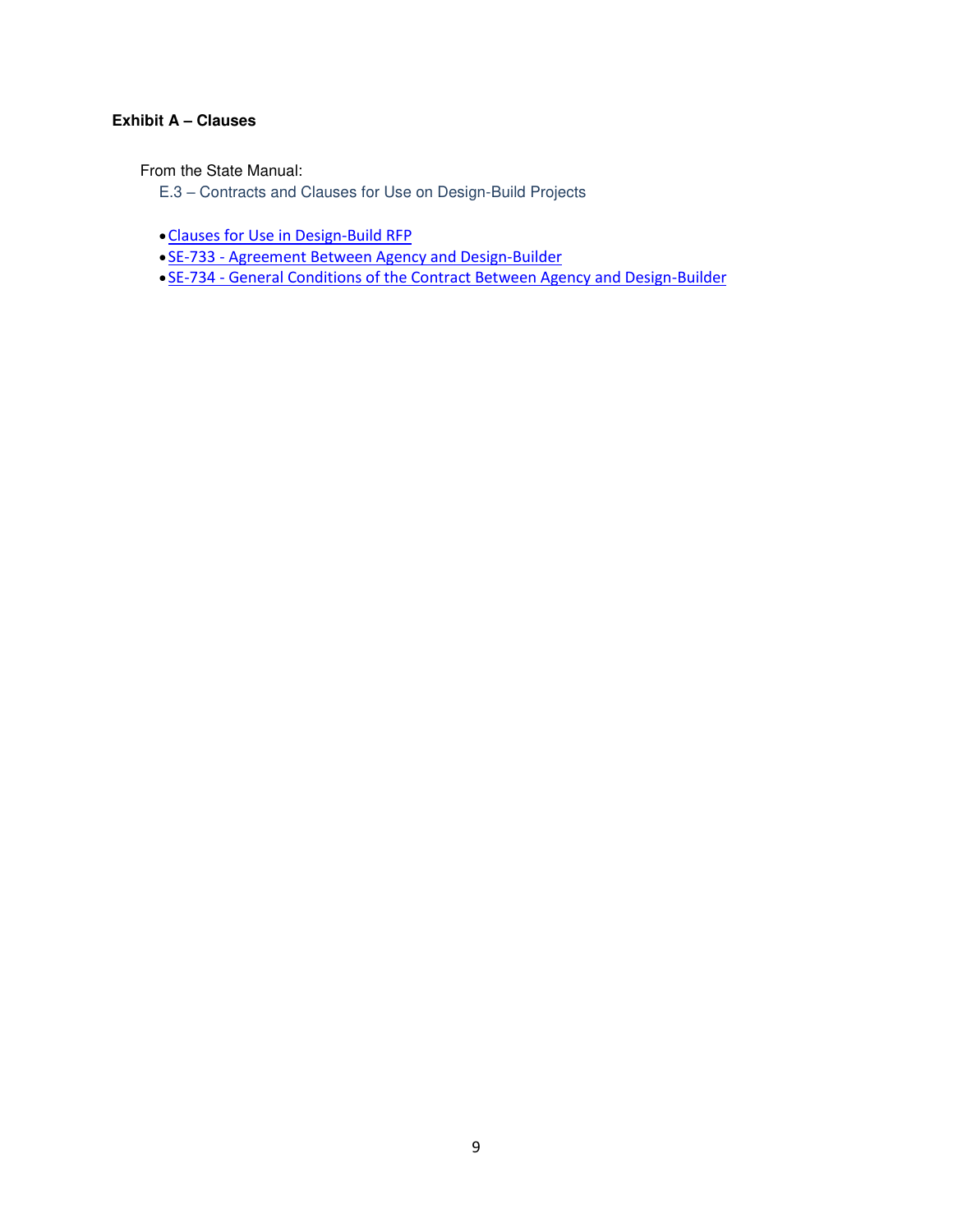**Exhibit A – Clauses**

From the State Manual:

E.3 – Contracts and Clauses for Use on Design-Build Projects

- Clauses for Use in Design-Build RFP
- SE-733 - Agreement Between Agency and Design-Builder
- SE-734 - General Conditions of the Contract Between Agency and Design-Builder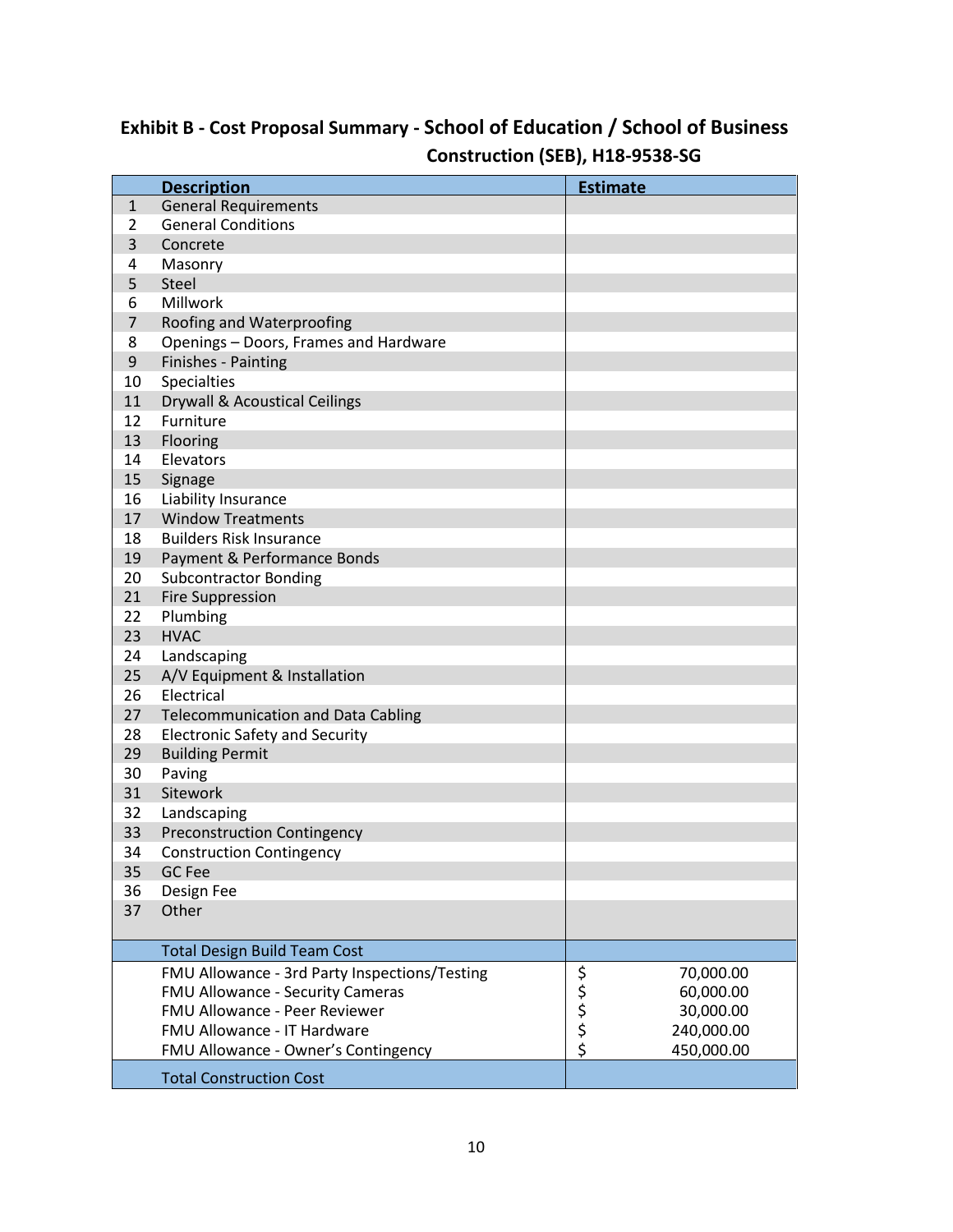**Exhibit B - Cost Proposal Summary - School of Education / School of Business Construction (SEB), H18-9538-SG**

| | Description | Estimate |
|---|---|---|
| 1 | General Requirements | |
| 2 | General Conditions | |
| 3 | Concrete | |
| 4 | Masonry | |
| 5 | Steel | |
| 6 | Millwork | |
| 7 | Roofing and Waterproofing | |
| 8 | Openings – Doors, Frames and Hardware | |
| 9 | Finishes - Painting | |
| 10 | Specialties | |
| 11 | Drywall & Acoustical Ceilings | |
| 12 | Furniture | |
| 13 | Flooring | |
| 14 | Elevators | |
| 15 | Signage | |
| 16 | Liability Insurance | |
| 17 | Window Treatments | |
| 18 | Builders Risk Insurance | |
| 19 | Payment & Performance Bonds | |
| 20 | Subcontractor Bonding | |
| 21 | Fire Suppression | |
| 22 | Plumbing | |
| 23 | HVAC | |
| 24 | Landscaping | |
| 25 | A/V Equipment & Installation | |
| 26 | Electrical | |
| 27 | Telecommunication and Data Cabling | |
| 28 | Electronic Safety and Security | |
| 29 | Building Permit | |
| 30 | Paving | |
| 31 | Sitework | |
| 32 | Landscaping | |
| 33 | Preconstruction Contingency | |
| 34 | Construction Contingency | |
| 35 | GC Fee | |
| 36 | Design Fee | |
| 37 | Other | |
| | Total Design Build Team Cost | |
| | FMU Allowance - 3rd Party Inspections/Testing | $ 70,000.00 |
| | FMU Allowance - Security Cameras | $ 60,000.00 |
| | FMU Allowance - Peer Reviewer | $ 30,000.00 |
| | FMU Allowance - IT Hardware | $ 240,000.00 |
| | FMU Allowance - Owner's Contingency | $ 450,000.00 |
| | Total Construction Cost | |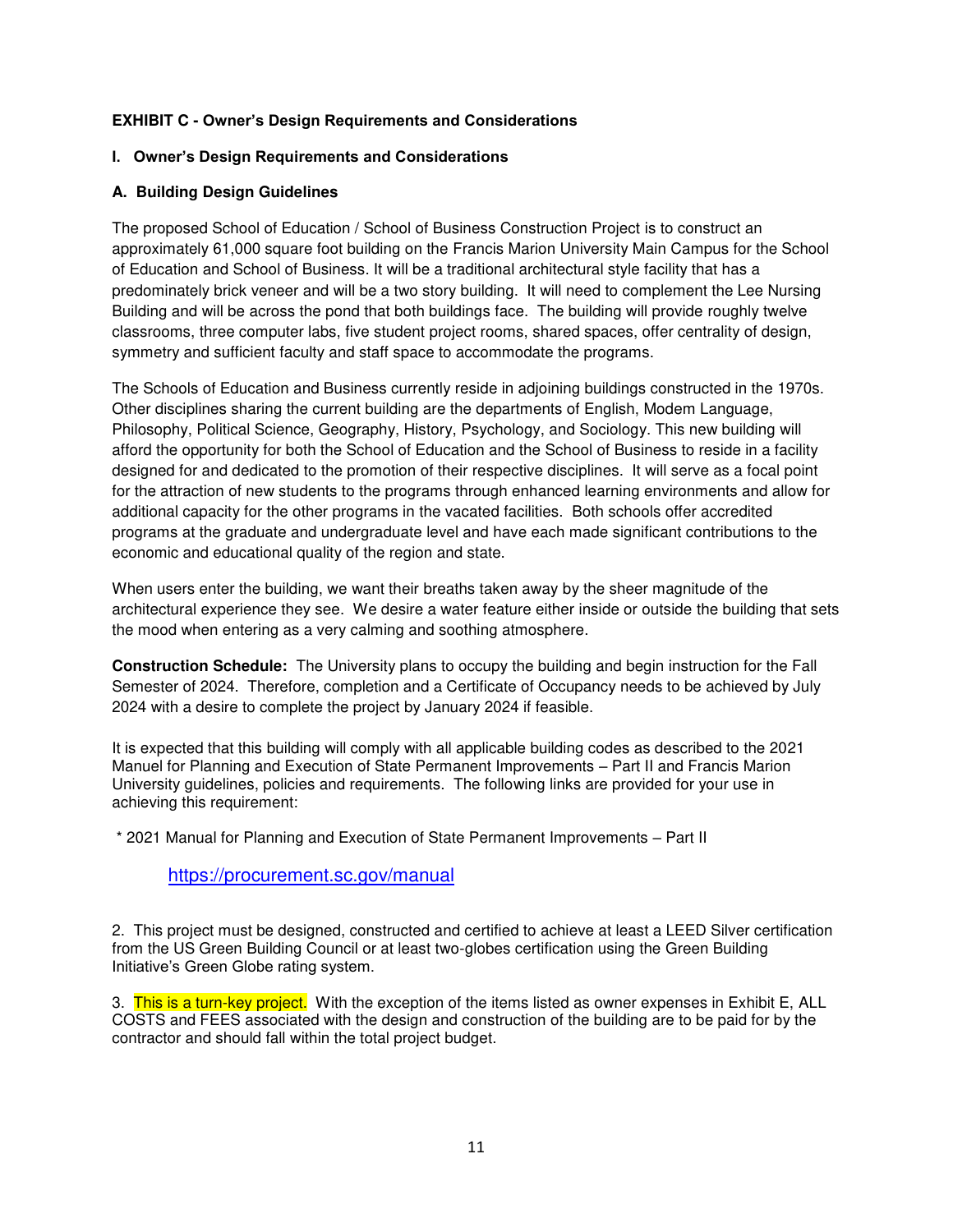**EXHIBIT C - Owner's Design Requirements and Considerations**

**I. Owner's Design Requirements and Considerations**

**A. Building Design Guidelines**

The proposed School of Education / School of Business Construction Project is to construct an approximately 61,000 square foot building on the Francis Marion University Main Campus for the School of Education and School of Business. It will be a traditional architectural style facility that has a predominately brick veneer and will be a two story building. It will need to complement the Lee Nursing Building and will be across the pond that both buildings face. The building will provide roughly twelve classrooms, three computer labs, five student project rooms, shared spaces, offer centrality of design, symmetry and sufficient faculty and staff space to accommodate the programs.

The Schools of Education and Business currently reside in adjoining buildings constructed in the 1970s. Other disciplines sharing the current building are the departments of English, Modem Language, Philosophy, Political Science, Geography, History, Psychology, and Sociology. This new building will afford the opportunity for both the School of Education and the School of Business to reside in a facility designed for and dedicated to the promotion of their respective disciplines. It will serve as a focal point for the attraction of new students to the programs through enhanced learning environments and allow for additional capacity for the other programs in the vacated facilities. Both schools offer accredited programs at the graduate and undergraduate level and have each made significant contributions to the economic and educational quality of the region and state.

When users enter the building, we want their breaths taken away by the sheer magnitude of the architectural experience they see. We desire a water feature either inside or outside the building that sets the mood when entering as a very calming and soothing atmosphere.

**Construction Schedule:** The University plans to occupy the building and begin instruction for the Fall Semester of 2024. Therefore, completion and a Certificate of Occupancy needs to be achieved by July 2024 with a desire to complete the project by January 2024 if feasible.

It is expected that this building will comply with all applicable building codes as described to the 2021 Manuel for Planning and Execution of State Permanent Improvements – Part II and Francis Marion University guidelines, policies and requirements. The following links are provided for your use in achieving this requirement:

* 2021 Manual for Planning and Execution of State Permanent Improvements – Part II

https://procurement.sc.gov/manual

2. This project must be designed, constructed and certified to achieve at least a LEED Silver certification from the US Green Building Council or at least two-globes certification using the Green Building Initiative's Green Globe rating system.

3. This is a turn-key project. With the exception of the items listed as owner expenses in Exhibit E, ALL COSTS and FEES associated with the design and construction of the building are to be paid for by the contractor and should fall within the total project budget.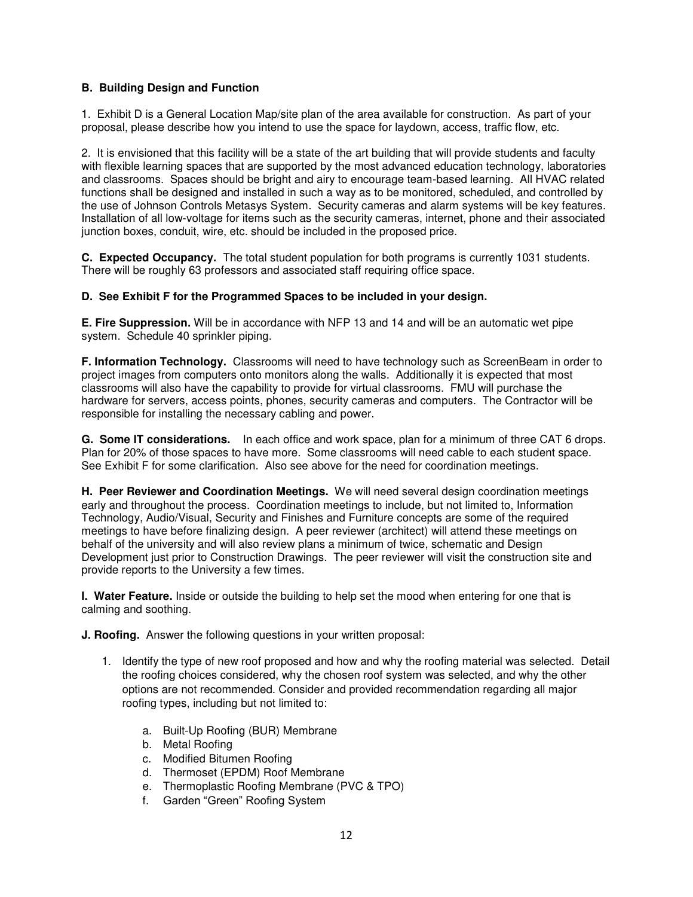**B. Building Design and Function**

1. Exhibit D is a General Location Map/site plan of the area available for construction. As part of your proposal, please describe how you intend to use the space for laydown, access, traffic flow, etc.

2. It is envisioned that this facility will be a state of the art building that will provide students and faculty with flexible learning spaces that are supported by the most advanced education technology, laboratories and classrooms. Spaces should be bright and airy to encourage team-based learning. All HVAC related functions shall be designed and installed in such a way as to be monitored, scheduled, and controlled by the use of Johnson Controls Metasys System. Security cameras and alarm systems will be key features. Installation of all low-voltage for items such as the security cameras, internet, phone and their associated junction boxes, conduit, wire, etc. should be included in the proposed price.

**C. Expected Occupancy.** The total student population for both programs is currently 1031 students. There will be roughly 63 professors and associated staff requiring office space.

**D. See Exhibit F for the Programmed Spaces to be included in your design.**

**E. Fire Suppression.** Will be in accordance with NFP 13 and 14 and will be an automatic wet pipe system. Schedule 40 sprinkler piping.

**F. Information Technology.** Classrooms will need to have technology such as ScreenBeam in order to project images from computers onto monitors along the walls. Additionally it is expected that most classrooms will also have the capability to provide for virtual classrooms. FMU will purchase the hardware for servers, access points, phones, security cameras and computers. The Contractor will be responsible for installing the necessary cabling and power.

**G. Some IT considerations.** In each office and work space, plan for a minimum of three CAT 6 drops. Plan for 20% of those spaces to have more. Some classrooms will need cable to each student space. See Exhibit F for some clarification. Also see above for the need for coordination meetings.

**H. Peer Reviewer and Coordination Meetings.** We will need several design coordination meetings early and throughout the process. Coordination meetings to include, but not limited to, Information Technology, Audio/Visual, Security and Finishes and Furniture concepts are some of the required meetings to have before finalizing design. A peer reviewer (architect) will attend these meetings on behalf of the university and will also review plans a minimum of twice, schematic and Design Development just prior to Construction Drawings. The peer reviewer will visit the construction site and provide reports to the University a few times.

**I. Water Feature.** Inside or outside the building to help set the mood when entering for one that is calming and soothing.

**J. Roofing.** Answer the following questions in your written proposal:

1. Identify the type of new roof proposed and how and why the roofing material was selected. Detail the roofing choices considered, why the chosen roof system was selected, and why the other options are not recommended. Consider and provided recommendation regarding all major roofing types, including but not limited to:

    a. Built-Up Roofing (BUR) Membrane
    b. Metal Roofing
    c. Modified Bitumen Roofing
    d. Thermoset (EPDM) Roof Membrane
    e. Thermoplastic Roofing Membrane (PVC & TPO)
    f. Garden "Green" Roofing System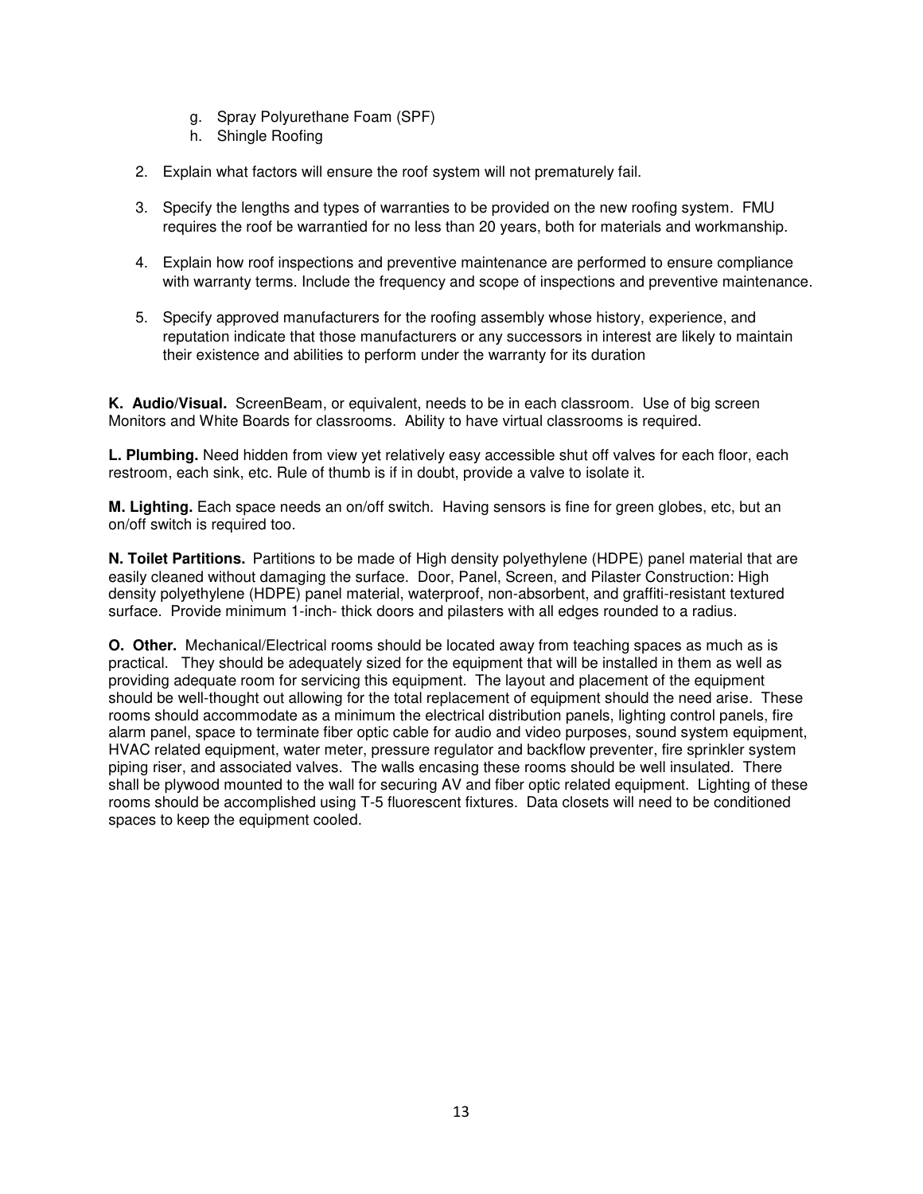g. Spray Polyurethane Foam (SPF)
   h. Shingle Roofing

2. Explain what factors will ensure the roof system will not prematurely fail.

3. Specify the lengths and types of warranties to be provided on the new roofing system. FMU requires the roof be warrantied for no less than 20 years, both for materials and workmanship.

4. Explain how roof inspections and preventive maintenance are performed to ensure compliance with warranty terms. Include the frequency and scope of inspections and preventive maintenance.

5. Specify approved manufacturers for the roofing assembly whose history, experience, and reputation indicate that those manufacturers or any successors in interest are likely to maintain their existence and abilities to perform under the warranty for its duration

**K. Audio/Visual.** ScreenBeam, or equivalent, needs to be in each classroom. Use of big screen Monitors and White Boards for classrooms. Ability to have virtual classrooms is required.

**L. Plumbing.** Need hidden from view yet relatively easy accessible shut off valves for each floor, each restroom, each sink, etc. Rule of thumb is if in doubt, provide a valve to isolate it.

**M. Lighting.** Each space needs an on/off switch. Having sensors is fine for green globes, etc, but an on/off switch is required too.

**N. Toilet Partitions.** Partitions to be made of High density polyethylene (HDPE) panel material that are easily cleaned without damaging the surface. Door, Panel, Screen, and Pilaster Construction: High density polyethylene (HDPE) panel material, waterproof, non-absorbent, and graffiti-resistant textured surface. Provide minimum 1-inch- thick doors and pilasters with all edges rounded to a radius.

**O. Other.** Mechanical/Electrical rooms should be located away from teaching spaces as much as is practical. They should be adequately sized for the equipment that will be installed in them as well as providing adequate room for servicing this equipment. The layout and placement of the equipment should be well-thought out allowing for the total replacement of equipment should the need arise. These rooms should accommodate as a minimum the electrical distribution panels, lighting control panels, fire alarm panel, space to terminate fiber optic cable for audio and video purposes, sound system equipment, HVAC related equipment, water meter, pressure regulator and backflow preventer, fire sprinkler system piping riser, and associated valves. The walls encasing these rooms should be well insulated. There shall be plywood mounted to the wall for securing AV and fiber optic related equipment. Lighting of these rooms should be accomplished using T-5 fluorescent fixtures. Data closets will need to be conditioned spaces to keep the equipment cooled.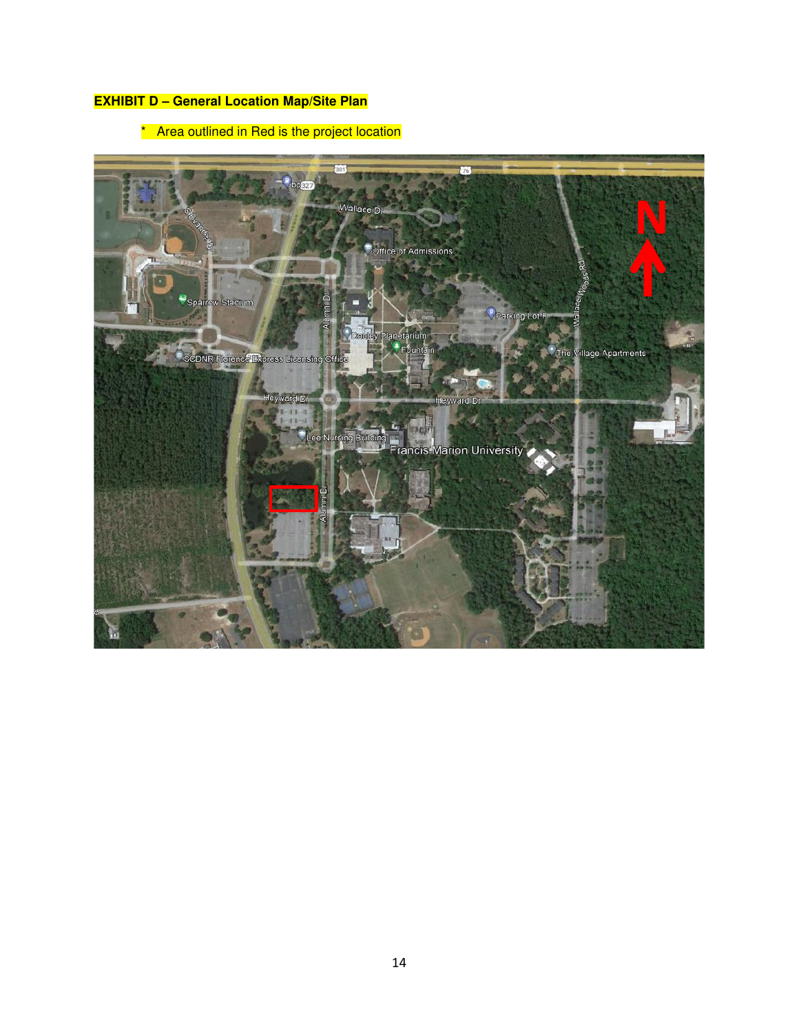**EXHIBIT D – General Location Map/Site Plan**

* Area outlined in Red is the project location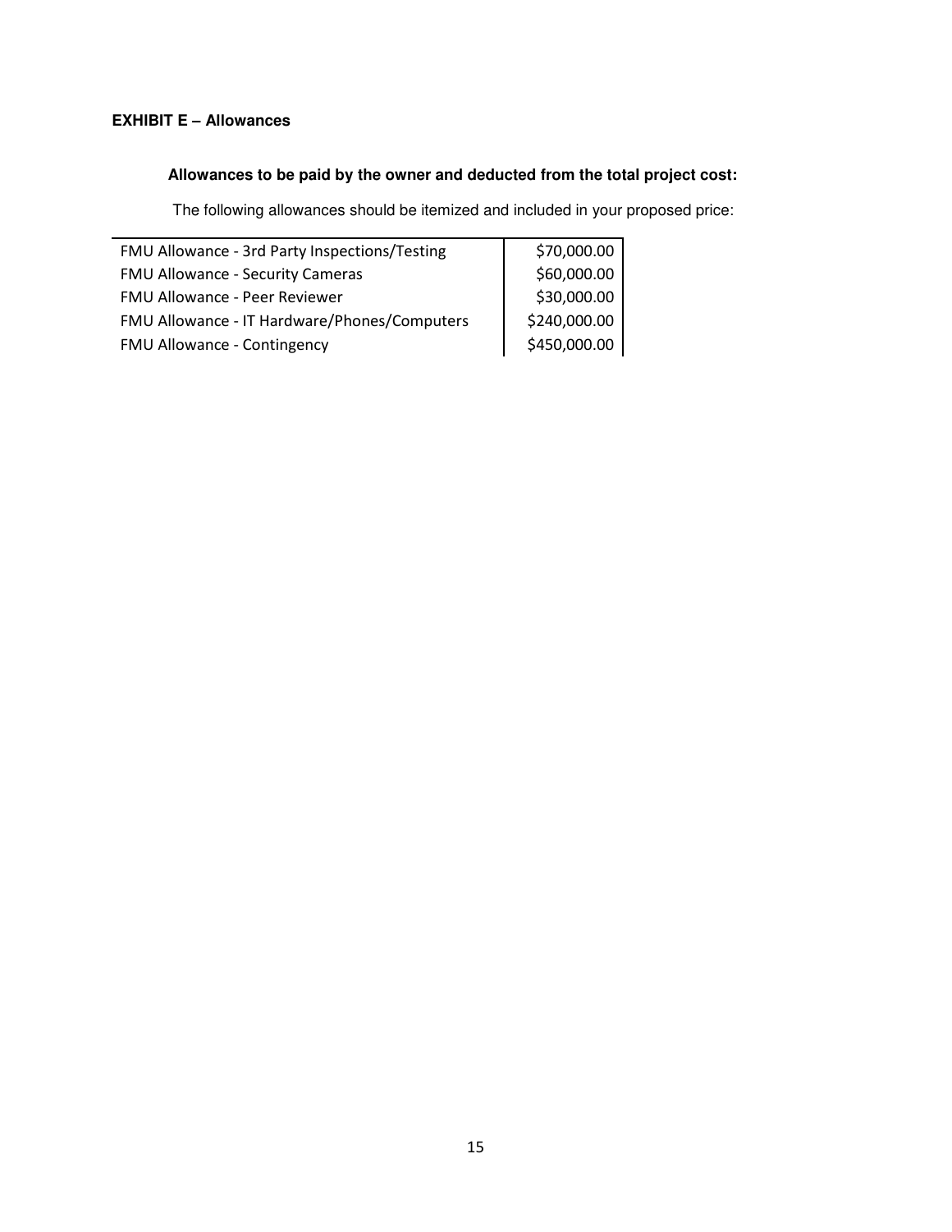**EXHIBIT E – Allowances**

**Allowances to be paid by the owner and deducted from the total project cost:**

The following allowances should be itemized and included in your proposed price:

| | |
|---|---:|
| FMU Allowance - 3rd Party Inspections/Testing | $70,000.00 |
| FMU Allowance - Security Cameras | $60,000.00 |
| FMU Allowance - Peer Reviewer | $30,000.00 |
| FMU Allowance - IT Hardware/Phones/Computers | $240,000.00 |
| FMU Allowance - Contingency | $450,000.00 |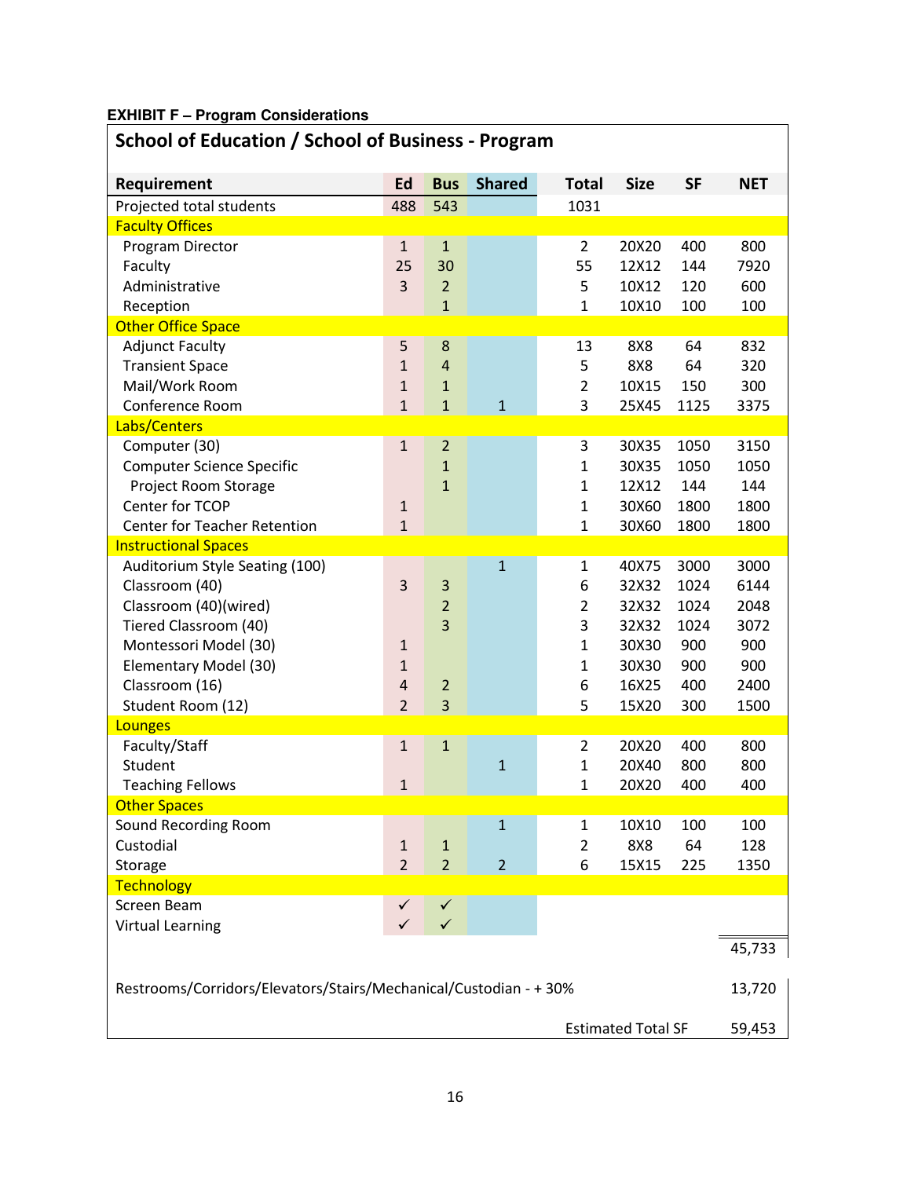**EXHIBIT F – Program Considerations**

## School of Education / School of Business - Program

| Requirement | Ed | Bus | Shared | Total | Size | SF | NET |
|---|---|---|---|---|---|---|---|
| Projected total students | 488 | 543 | | 1031 | | | |
| **Faculty Offices** | | | | | | | |
| Program Director | 1 | 1 | | 2 | 20X20 | 400 | 800 |
| Faculty | 25 | 30 | | 55 | 12X12 | 144 | 7920 |
| Administrative | 3 | 2 | | 5 | 10X12 | 120 | 600 |
| Reception | | 1 | | 1 | 10X10 | 100 | 100 |
| **Other Office Space** | | | | | | | |
| Adjunct Faculty | 5 | 8 | | 13 | 8X8 | 64 | 832 |
| Transient Space | 1 | 4 | | 5 | 8X8 | 64 | 320 |
| Mail/Work Room | 1 | 1 | | 2 | 10X15 | 150 | 300 |
| Conference Room | 1 | 1 | 1 | 3 | 25X45 | 1125 | 3375 |
| **Labs/Centers** | | | | | | | |
| Computer (30) | 1 | 2 | | 3 | 30X35 | 1050 | 3150 |
| Computer Science Specific | | 1 | | 1 | 30X35 | 1050 | 1050 |
| Project Room Storage | | 1 | | 1 | 12X12 | 144 | 144 |
| Center for TCOP | 1 | | | 1 | 30X60 | 1800 | 1800 |
| Center for Teacher Retention | 1 | | | 1 | 30X60 | 1800 | 1800 |
| **Instructional Spaces** | | | | | | | |
| Auditorium Style Seating (100) | | | 1 | 1 | 40X75 | 3000 | 3000 |
| Classroom (40) | 3 | 3 | | 6 | 32X32 | 1024 | 6144 |
| Classroom (40)(wired) | | 2 | | 2 | 32X32 | 1024 | 2048 |
| Tiered Classroom (40) | | 3 | | 3 | 32X32 | 1024 | 3072 |
| Montessori Model (30) | 1 | | | 1 | 30X30 | 900 | 900 |
| Elementary Model (30) | 1 | | | 1 | 30X30 | 900 | 900 |
| Classroom (16) | 4 | 2 | | 6 | 16X25 | 400 | 2400 |
| Student Room (12) | 2 | 3 | | 5 | 15X20 | 300 | 1500 |
| **Lounges** | | | | | | | |
| Faculty/Staff | 1 | 1 | | 2 | 20X20 | 400 | 800 |
| Student | | | 1 | 1 | 20X40 | 800 | 800 |
| Teaching Fellows | 1 | | | 1 | 20X20 | 400 | 400 |
| **Other Spaces** | | | | | | | |
| Sound Recording Room | | | 1 | 1 | 10X10 | 100 | 100 |
| Custodial | 1 | 1 | | 2 | 8X8 | 64 | 128 |
| Storage | 2 | 2 | 2 | 6 | 15X15 | 225 | 1350 |
| **Technology** | | | | | | | |
| Screen Beam | ✓ | ✓ | | | | | |
| Virtual Learning | ✓ | ✓ | | | | | |
| | | | | | | | 45,733 |
| Restrooms/Corridors/Elevators/Stairs/Mechanical/Custodian - + 30% | | | | | | | 13,720 |
| | | | | Estimated Total SF | | | 59,453 |